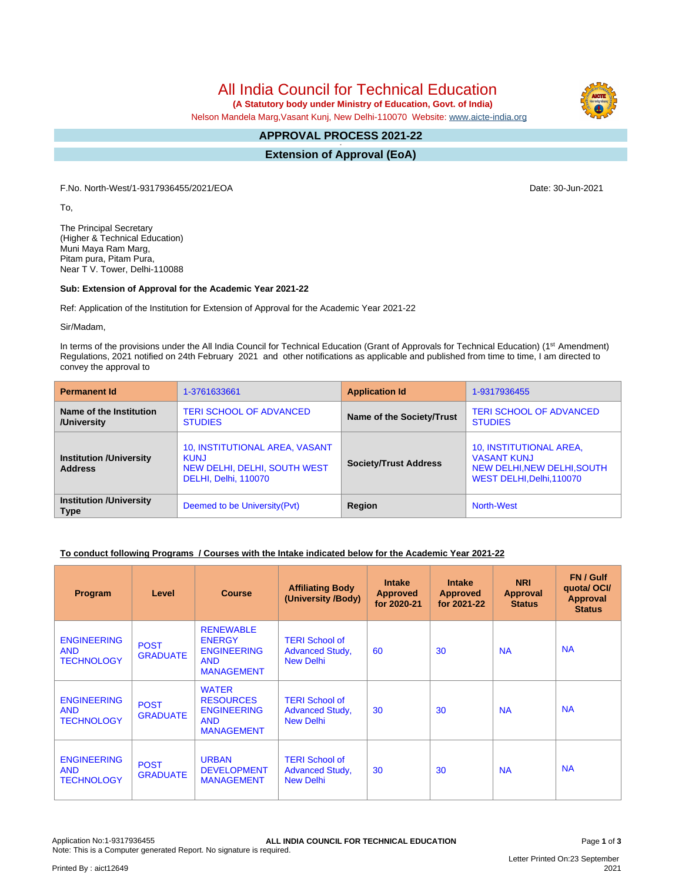# All India Council for Technical Education

**(A Statutory body under Ministry of Education, Govt. of India)**

Nelson Mandela Marg,Vasant Kunj, New Delhi-110070 Website: www.aicte-india.org

## APPROVAL PROCESS 2021-22

## Extension of Approval (EoA)

F.No. North-West/1-9317936455/2021/EOA

Date: 30-Jun-2021

To,

The Principal Secretary
(Higher & Technical Education)
Muni Maya Ram Marg,
Pitam pura, Pitam Pura,
Near T V. Tower, Delhi-110088

**Sub: Extension of Approval for the Academic Year 2021-22**

Ref: Application of the Institution for Extension of Approval for the Academic Year 2021-22

Sir/Madam,

In terms of the provisions under the All India Council for Technical Education (Grant of Approvals for Technical Education) (1st Amendment) Regulations, 2021 notified on 24th February 2021 and other notifications as applicable and published from time to time, I am directed to convey the approval to

| **Permanent Id** | 1-3761633661 | **Application Id** | 1-9317936455 |
|---|---|---|---|
| **Name of the Institution /University** | TERI SCHOOL OF ADVANCED STUDIES | **Name of the Society/Trust** | TERI SCHOOL OF ADVANCED STUDIES |
| **Institution /University Address** | 10, INSTITUTIONAL AREA, VASANT KUNJ NEW DELHI, DELHI, SOUTH WEST DELHI, Delhi, 110070 | **Society/Trust Address** | 10, INSTITUTIONAL AREA, VASANT KUNJ NEW DELHI,NEW DELHI,SOUTH WEST DELHI,Delhi,110070 |
| **Institution /University Type** | Deemed to be University(Pvt) | **Region** | North-West |

**To conduct following Programs / Courses with the Intake indicated below for the Academic Year 2021-22**

| Program | Level | Course | Affiliating Body (University /Body) | Intake Approved for 2020-21 | Intake Approved for 2021-22 | NRI Approval Status | FN / Gulf quota/ OCI/ Approval Status |
|---|---|---|---|---|---|---|---|
| ENGINEERING AND TECHNOLOGY | POST GRADUATE | RENEWABLE ENERGY ENGINEERING AND MANAGEMENT | TERI School of Advanced Study, New Delhi | 60 | 30 | NA | NA |
| ENGINEERING AND TECHNOLOGY | POST GRADUATE | WATER RESOURCES ENGINEERING AND MANAGEMENT | TERI School of Advanced Study, New Delhi | 30 | 30 | NA | NA |
| ENGINEERING AND TECHNOLOGY | POST GRADUATE | URBAN DEVELOPMENT MANAGEMENT | TERI School of Advanced Study, New Delhi | 30 | 30 | NA | NA |

Application No:1-9317936455

ALL INDIA COUNCIL FOR TECHNICAL EDUCATION

Note: This is a Computer generated Report. No signature is required.

Letter Printed On:23 September 2021

Printed By : aict12649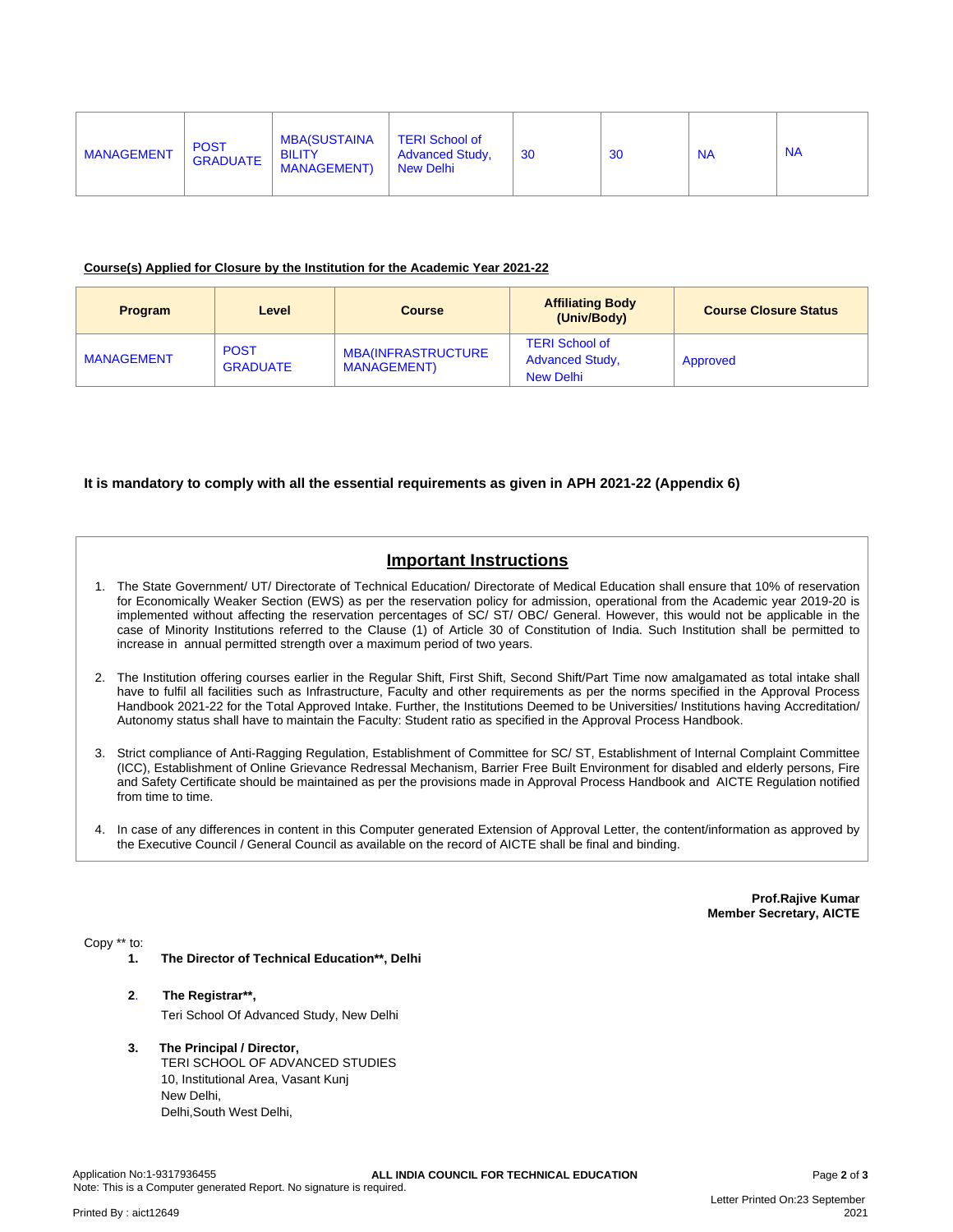| MANAGEMENT | POST GRADUATE | MBA(SUSTAINABILITY MANAGEMENT) | TERI School of Advanced Study, New Delhi | 30 | 30 | NA | NA |
|---|---|---|---|---|---|---|---|

**Course(s) Applied for Closure by the Institution for the Academic Year 2021-22**

| Program | Level | Course | Affiliating Body (Univ/Body) | Course Closure Status |
|---|---|---|---|---|
| MANAGEMENT | POST GRADUATE | MBA(INFRASTRUCTURE MANAGEMENT) | TERI School of Advanced Study, New Delhi | Approved |

**It is mandatory to comply with all the essential requirements as given in APH 2021-22 (Appendix 6)**

## Important Instructions

1. The State Government/ UT/ Directorate of Technical Education/ Directorate of Medical Education shall ensure that 10% of reservation for Economically Weaker Section (EWS) as per the reservation policy for admission, operational from the Academic year 2019-20 is implemented without affecting the reservation percentages of SC/ ST/ OBC/ General. However, this would not be applicable in the case of Minority Institutions referred to the Clause (1) of Article 30 of Constitution of India. Such Institution shall be permitted to increase in annual permitted strength over a maximum period of two years.

2. The Institution offering courses earlier in the Regular Shift, First Shift, Second Shift/Part Time now amalgamated as total intake shall have to fulfil all facilities such as Infrastructure, Faculty and other requirements as per the norms specified in the Approval Process Handbook 2021-22 for the Total Approved Intake. Further, the Institutions Deemed to be Universities/ Institutions having Accreditation/ Autonomy status shall have to maintain the Faculty: Student ratio as specified in the Approval Process Handbook.

3. Strict compliance of Anti-Ragging Regulation, Establishment of Committee for SC/ ST, Establishment of Internal Complaint Committee (ICC), Establishment of Online Grievance Redressal Mechanism, Barrier Free Built Environment for disabled and elderly persons, Fire and Safety Certificate should be maintained as per the provisions made in Approval Process Handbook and AICTE Regulation notified from time to time.

4. In case of any differences in content in this Computer generated Extension of Approval Letter, the content/information as approved by the Executive Council / General Council as available on the record of AICTE shall be final and binding.

**Prof.Rajive Kumar**
**Member Secretary, AICTE**

Copy ** to:

1. **The Director of Technical Education**, Delhi**

2. **The Registrar**,**
   Teri School Of Advanced Study, New Delhi

3. **The Principal / Director,**
   TERI SCHOOL OF ADVANCED STUDIES
   10, Institutional Area, Vasant Kunj
   New Delhi,
   Delhi,South West Delhi,

Application No:1-9317936455
Note: This is a Computer generated Report. No signature is required.

Printed By : aict12649

Letter Printed On:23 September 2021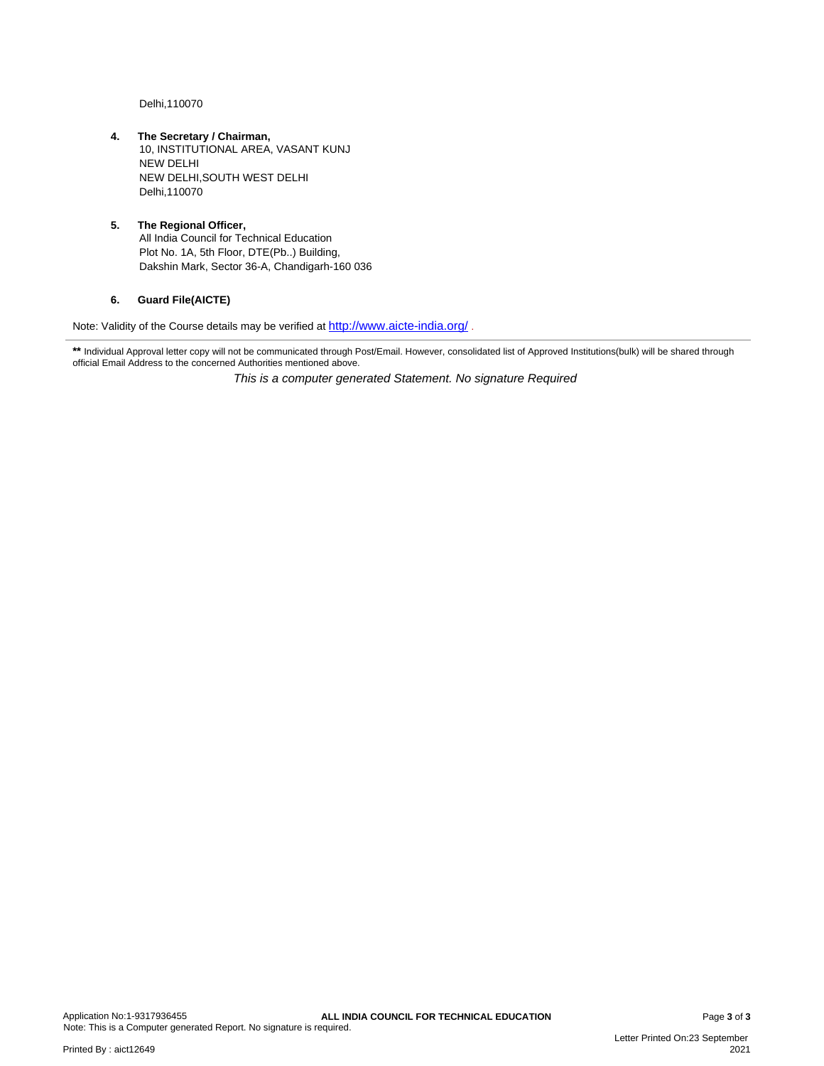Delhi,110070

4. **The Secretary / Chairman,**
   10, INSTITUTIONAL AREA, VASANT KUNJ
   NEW DELHI
   NEW DELHI,SOUTH WEST DELHI
   Delhi,110070

5. **The Regional Officer,**
   All India Council for Technical Education
   Plot No. 1A, 5th Floor, DTE(Pb..) Building,
   Dakshin Mark, Sector 36-A, Chandigarh-160 036

6. **Guard File(AICTE)**

Note: Validity of the Course details may be verified at http://www.aicte-india.org/ .

---

**\*\*** Individual Approval letter copy will not be communicated through Post/Email. However, consolidated list of Approved Institutions(bulk) will be shared through official Email Address to the concerned Authorities mentioned above.

*This is a computer generated Statement. No signature Required*

Application No:1-9317936455

**ALL INDIA COUNCIL FOR TECHNICAL EDUCATION**

Note: This is a Computer generated Report. No signature is required.

Letter Printed On:23 September 2021

Printed By : aict12649